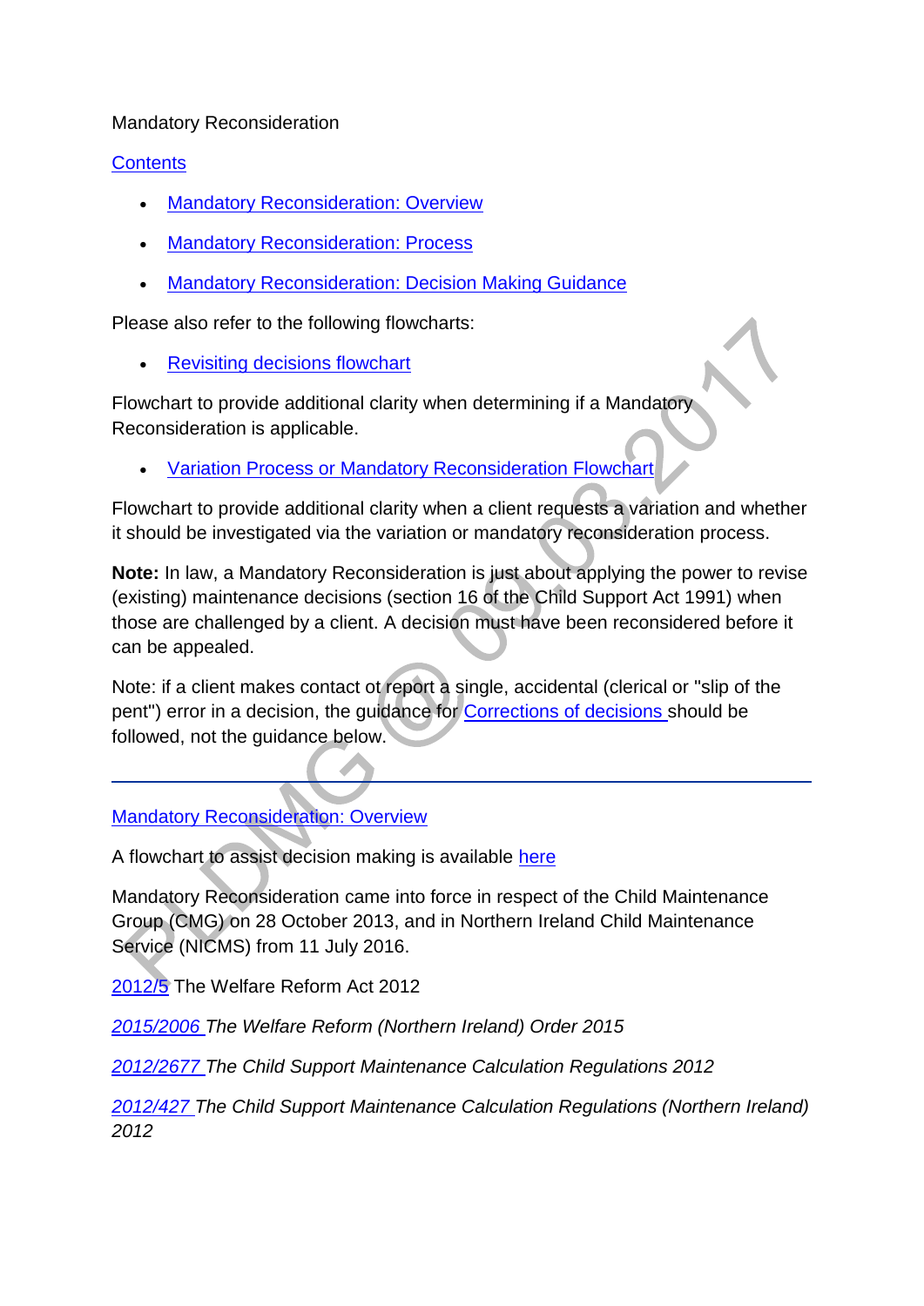Mandatory Reconsideration

[Contents]

- [Mandatory Reconsideration: Overview]
- [Mandatory Reconsideration: Process]
- [Mandatory Reconsideration: Decision Making Guidance]

Please also refer to the following flowcharts:

- [Revisiting decisions flowchart]

Flowchart to provide additional clarity when determining if a Mandatory Reconsideration is applicable.

- [Variation Process or Mandatory Reconsideration Flowchart]

Flowchart to provide additional clarity when a client requests a variation and whether it should be investigated via the variation or mandatory reconsideration process.

**Note:** In law, a Mandatory Reconsideration is just about applying the power to revise (existing) maintenance decisions (section 16 of the Child Support Act 1991) when those are challenged by a client. A decision must have been reconsidered before it can be appealed.

Note: if a client makes contact ot report a single, accidental (clerical or "slip of the pent") error in a decision, the guidance for [Corrections of decisions] should be followed, not the guidance below.

---

[Mandatory Reconsideration: Overview]

A flowchart to assist decision making is available [here]

Mandatory Reconsideration came into force in respect of the Child Maintenance Group (CMG) on 28 October 2013, and in Northern Ireland Child Maintenance Service (NICMS) from 11 July 2016.

[2012/5] The Welfare Reform Act 2012

*[2015/2006] The Welfare Reform (Northern Ireland) Order 2015*

*[2012/2677] The Child Support Maintenance Calculation Regulations 2012*

*[2012/427] The Child Support Maintenance Calculation Regulations (Northern Ireland) 2012*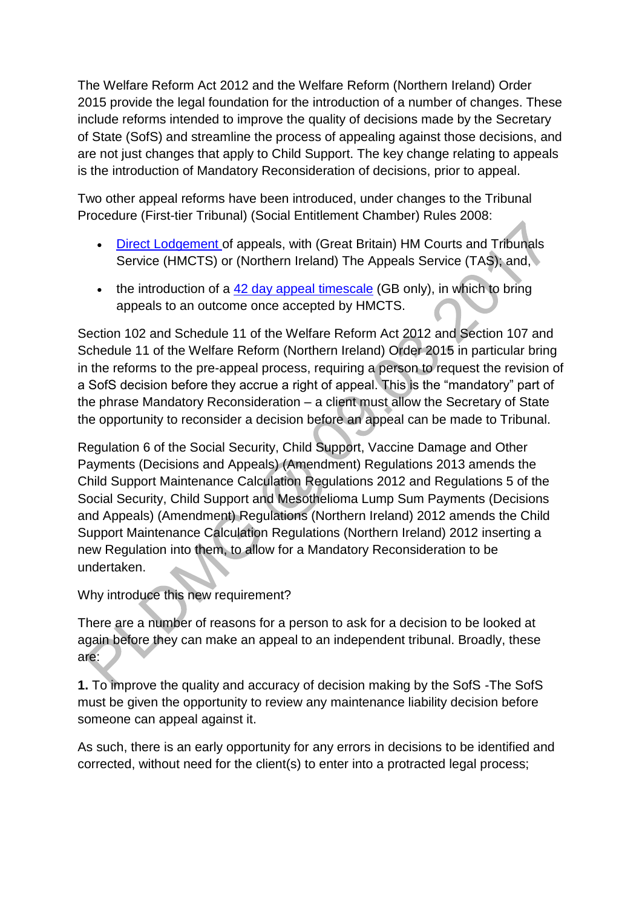The Welfare Reform Act 2012 and the Welfare Reform (Northern Ireland) Order 2015 provide the legal foundation for the introduction of a number of changes. These include reforms intended to improve the quality of decisions made by the Secretary of State (SofS) and streamline the process of appealing against those decisions, and are not just changes that apply to Child Support. The key change relating to appeals is the introduction of Mandatory Reconsideration of decisions, prior to appeal.

Two other appeal reforms have been introduced, under changes to the Tribunal Procedure (First-tier Tribunal) (Social Entitlement Chamber) Rules 2008:

- Direct Lodgement of appeals, with (Great Britain) HM Courts and Tribunals Service (HMCTS) or (Northern Ireland) The Appeals Service (TAS); and,
- the introduction of a 42 day appeal timescale (GB only), in which to bring appeals to an outcome once accepted by HMCTS.

Section 102 and Schedule 11 of the Welfare Reform Act 2012 and Section 107 and Schedule 11 of the Welfare Reform (Northern Ireland) Order 2015 in particular bring in the reforms to the pre-appeal process, requiring a person to request the revision of a SofS decision before they accrue a right of appeal. This is the "mandatory" part of the phrase Mandatory Reconsideration – a client must allow the Secretary of State the opportunity to reconsider a decision before an appeal can be made to Tribunal.

Regulation 6 of the Social Security, Child Support, Vaccine Damage and Other Payments (Decisions and Appeals) (Amendment) Regulations 2013 amends the Child Support Maintenance Calculation Regulations 2012 and Regulations 5 of the Social Security, Child Support and Mesothelioma Lump Sum Payments (Decisions and Appeals) (Amendment) Regulations (Northern Ireland) 2012 amends the Child Support Maintenance Calculation Regulations (Northern Ireland) 2012 inserting a new Regulation into them, to allow for a Mandatory Reconsideration to be undertaken.

Why introduce this new requirement?

There are a number of reasons for a person to ask for a decision to be looked at again before they can make an appeal to an independent tribunal. Broadly, these are:

**1.** To improve the quality and accuracy of decision making by the SofS -The SofS must be given the opportunity to review any maintenance liability decision before someone can appeal against it.

As such, there is an early opportunity for any errors in decisions to be identified and corrected, without need for the client(s) to enter into a protracted legal process;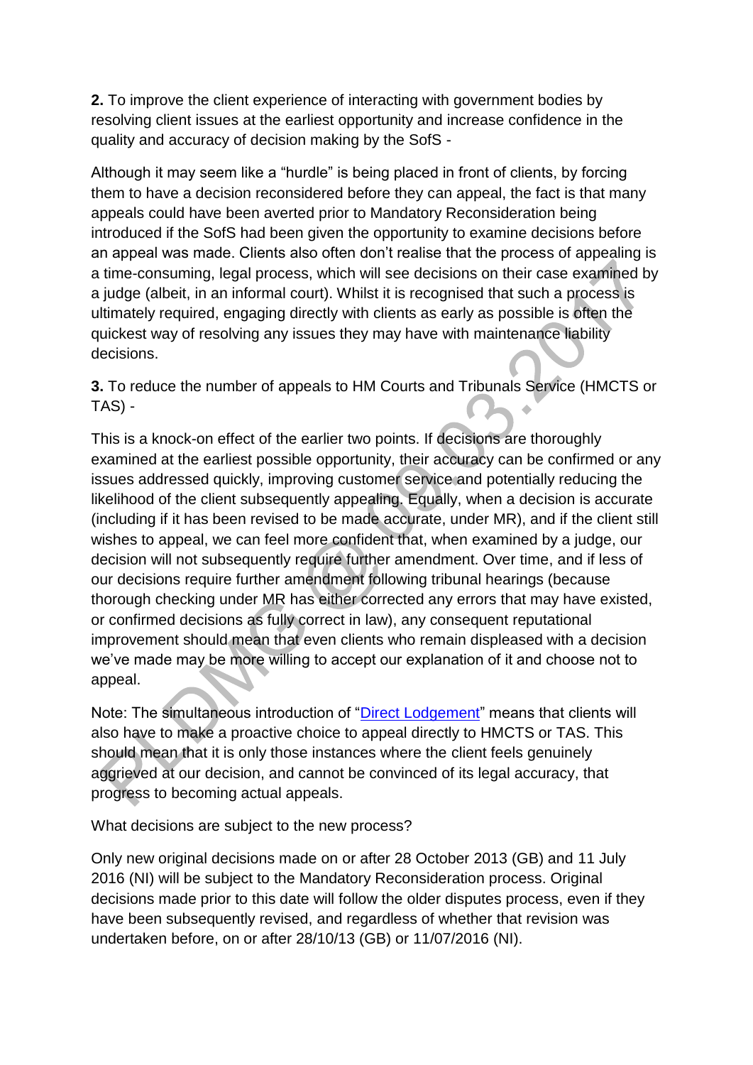**2.** To improve the client experience of interacting with government bodies by resolving client issues at the earliest opportunity and increase confidence in the quality and accuracy of decision making by the SofS -

Although it may seem like a "hurdle" is being placed in front of clients, by forcing them to have a decision reconsidered before they can appeal, the fact is that many appeals could have been averted prior to Mandatory Reconsideration being introduced if the SofS had been given the opportunity to examine decisions before an appeal was made. Clients also often don't realise that the process of appealing is a time-consuming, legal process, which will see decisions on their case examined by a judge (albeit, in an informal court). Whilst it is recognised that such a process is ultimately required, engaging directly with clients as early as possible is often the quickest way of resolving any issues they may have with maintenance liability decisions.

**3.** To reduce the number of appeals to HM Courts and Tribunals Service (HMCTS or TAS) -

This is a knock-on effect of the earlier two points. If decisions are thoroughly examined at the earliest possible opportunity, their accuracy can be confirmed or any issues addressed quickly, improving customer service and potentially reducing the likelihood of the client subsequently appealing. Equally, when a decision is accurate (including if it has been revised to be made accurate, under MR), and if the client still wishes to appeal, we can feel more confident that, when examined by a judge, our decision will not subsequently require further amendment. Over time, and if less of our decisions require further amendment following tribunal hearings (because thorough checking under MR has either corrected any errors that may have existed, or confirmed decisions as fully correct in law), any consequent reputational improvement should mean that even clients who remain displeased with a decision we've made may be more willing to accept our explanation of it and choose not to appeal.

Note: The simultaneous introduction of "[Direct Lodgement]" means that clients will also have to make a proactive choice to appeal directly to HMCTS or TAS. This should mean that it is only those instances where the client feels genuinely aggrieved at our decision, and cannot be convinced of its legal accuracy, that progress to becoming actual appeals.

What decisions are subject to the new process?

Only new original decisions made on or after 28 October 2013 (GB) and 11 July 2016 (NI) will be subject to the Mandatory Reconsideration process. Original decisions made prior to this date will follow the older disputes process, even if they have been subsequently revised, and regardless of whether that revision was undertaken before, on or after 28/10/13 (GB) or 11/07/2016 (NI).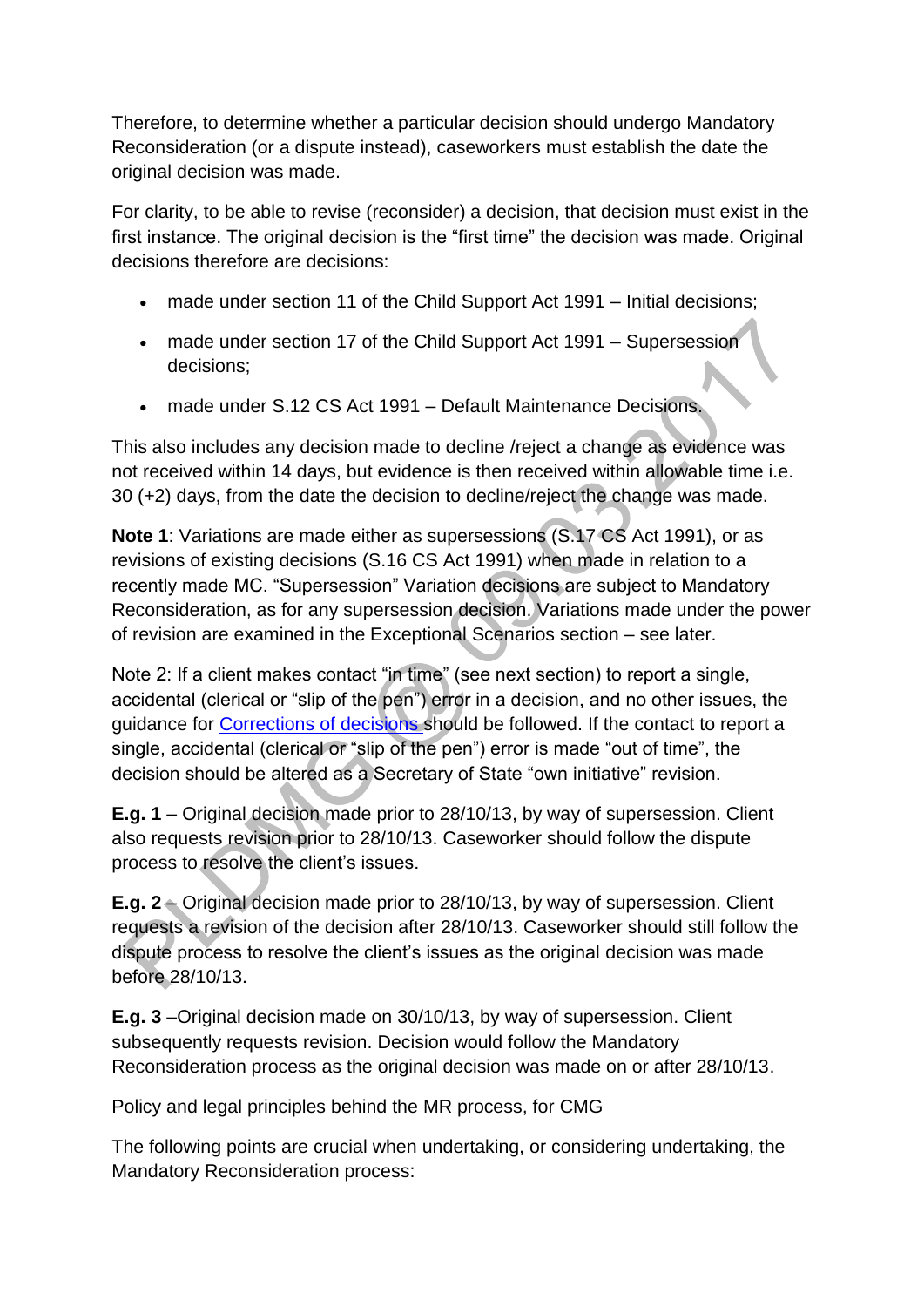Therefore, to determine whether a particular decision should undergo Mandatory Reconsideration (or a dispute instead), caseworkers must establish the date the original decision was made.

For clarity, to be able to revise (reconsider) a decision, that decision must exist in the first instance. The original decision is the "first time" the decision was made. Original decisions therefore are decisions:

- made under section 11 of the Child Support Act 1991 – Initial decisions;
- made under section 17 of the Child Support Act 1991 – Supersession decisions;
- made under S.12 CS Act 1991 – Default Maintenance Decisions.

This also includes any decision made to decline /reject a change as evidence was not received within 14 days, but evidence is then received within allowable time i.e. 30 (+2) days, from the date the decision to decline/reject the change was made.

**Note 1**: Variations are made either as supersessions (S.17 CS Act 1991), or as revisions of existing decisions (S.16 CS Act 1991) when made in relation to a recently made MC. "Supersession" Variation decisions are subject to Mandatory Reconsideration, as for any supersession decision. Variations made under the power of revision are examined in the Exceptional Scenarios section – see later.

Note 2: If a client makes contact "in time" (see next section) to report a single, accidental (clerical or "slip of the pen") error in a decision, and no other issues, the guidance for [Corrections of decisions](#) should be followed. If the contact to report a single, accidental (clerical or "slip of the pen") error is made "out of time", the decision should be altered as a Secretary of State "own initiative" revision.

**E.g. 1** – Original decision made prior to 28/10/13, by way of supersession. Client also requests revision prior to 28/10/13. Caseworker should follow the dispute process to resolve the client's issues.

**E.g. 2** – Original decision made prior to 28/10/13, by way of supersession. Client requests a revision of the decision after 28/10/13. Caseworker should still follow the dispute process to resolve the client's issues as the original decision was made before 28/10/13.

**E.g. 3** –Original decision made on 30/10/13, by way of supersession. Client subsequently requests revision. Decision would follow the Mandatory Reconsideration process as the original decision was made on or after 28/10/13.

Policy and legal principles behind the MR process, for CMG

The following points are crucial when undertaking, or considering undertaking, the Mandatory Reconsideration process: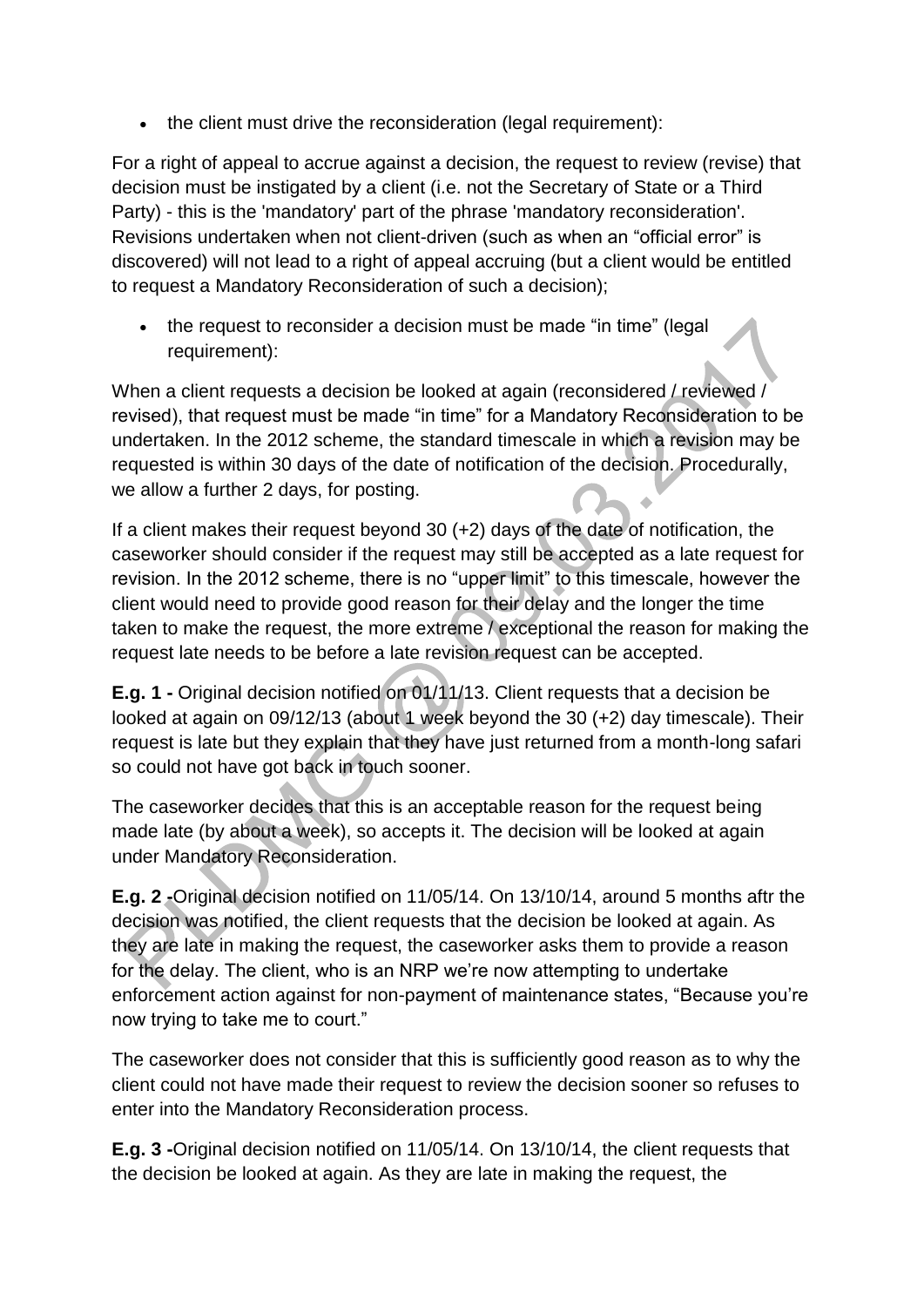- the client must drive the reconsideration (legal requirement):

For a right of appeal to accrue against a decision, the request to review (revise) that decision must be instigated by a client (i.e. not the Secretary of State or a Third Party) - this is the 'mandatory' part of the phrase 'mandatory reconsideration'. Revisions undertaken when not client-driven (such as when an "official error" is discovered) will not lead to a right of appeal accruing (but a client would be entitled to request a Mandatory Reconsideration of such a decision);

- the request to reconsider a decision must be made "in time" (legal requirement):

When a client requests a decision be looked at again (reconsidered / reviewed / revised), that request must be made "in time" for a Mandatory Reconsideration to be undertaken. In the 2012 scheme, the standard timescale in which a revision may be requested is within 30 days of the date of notification of the decision. Procedurally, we allow a further 2 days, for posting.

If a client makes their request beyond 30 (+2) days of the date of notification, the caseworker should consider if the request may still be accepted as a late request for revision. In the 2012 scheme, there is no "upper limit" to this timescale, however the client would need to provide good reason for their delay and the longer the time taken to make the request, the more extreme / exceptional the reason for making the request late needs to be before a late revision request can be accepted.

**E.g. 1 -** Original decision notified on 01/11/13. Client requests that a decision be looked at again on 09/12/13 (about 1 week beyond the 30 (+2) day timescale). Their request is late but they explain that they have just returned from a month-long safari so could not have got back in touch sooner.

The caseworker decides that this is an acceptable reason for the request being made late (by about a week), so accepts it. The decision will be looked at again under Mandatory Reconsideration.

**E.g. 2 -**Original decision notified on 11/05/14. On 13/10/14, around 5 months aftr the decision was notified, the client requests that the decision be looked at again. As they are late in making the request, the caseworker asks them to provide a reason for the delay. The client, who is an NRP we're now attempting to undertake enforcement action against for non-payment of maintenance states, "Because you're now trying to take me to court."

The caseworker does not consider that this is sufficiently good reason as to why the client could not have made their request to review the decision sooner so refuses to enter into the Mandatory Reconsideration process.

**E.g. 3 -**Original decision notified on 11/05/14. On 13/10/14, the client requests that the decision be looked at again. As they are late in making the request, the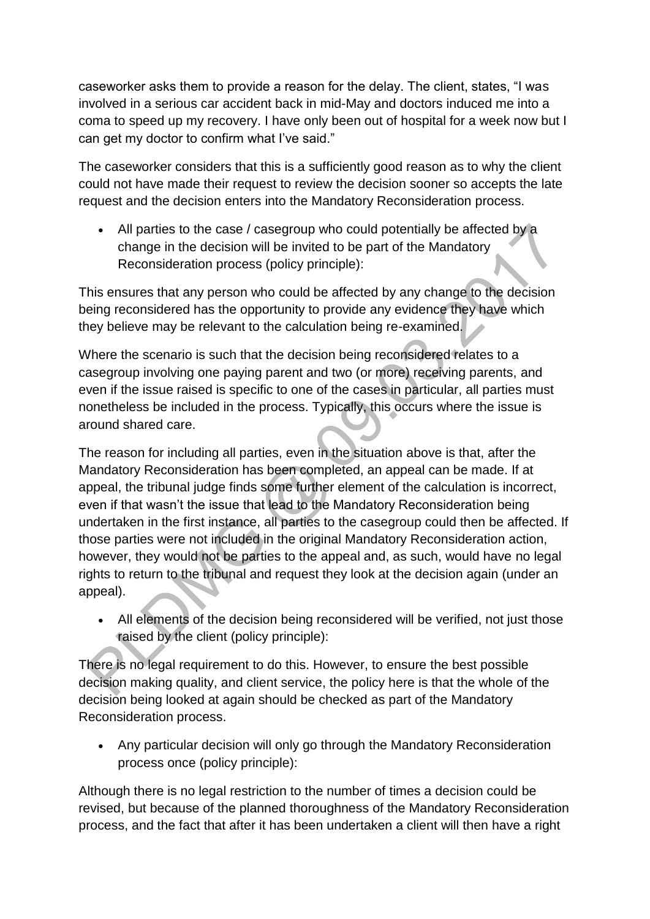caseworker asks them to provide a reason for the delay. The client, states, "I was involved in a serious car accident back in mid-May and doctors induced me into a coma to speed up my recovery. I have only been out of hospital for a week now but I can get my doctor to confirm what I've said."

The caseworker considers that this is a sufficiently good reason as to why the client could not have made their request to review the decision sooner so accepts the late request and the decision enters into the Mandatory Reconsideration process.

- All parties to the case / casegroup who could potentially be affected by a change in the decision will be invited to be part of the Mandatory Reconsideration process (policy principle):

This ensures that any person who could be affected by any change to the decision being reconsidered has the opportunity to provide any evidence they have which they believe may be relevant to the calculation being re-examined.

Where the scenario is such that the decision being reconsidered relates to a casegroup involving one paying parent and two (or more) receiving parents, and even if the issue raised is specific to one of the cases in particular, all parties must nonetheless be included in the process. Typically, this occurs where the issue is around shared care.

The reason for including all parties, even in the situation above is that, after the Mandatory Reconsideration has been completed, an appeal can be made. If at appeal, the tribunal judge finds some further element of the calculation is incorrect, even if that wasn't the issue that lead to the Mandatory Reconsideration being undertaken in the first instance, all parties to the casegroup could then be affected. If those parties were not included in the original Mandatory Reconsideration action, however, they would not be parties to the appeal and, as such, would have no legal rights to return to the tribunal and request they look at the decision again (under an appeal).

- All elements of the decision being reconsidered will be verified, not just those raised by the client (policy principle):

There is no legal requirement to do this. However, to ensure the best possible decision making quality, and client service, the policy here is that the whole of the decision being looked at again should be checked as part of the Mandatory Reconsideration process.

- Any particular decision will only go through the Mandatory Reconsideration process once (policy principle):

Although there is no legal restriction to the number of times a decision could be revised, but because of the planned thoroughness of the Mandatory Reconsideration process, and the fact that after it has been undertaken a client will then have a right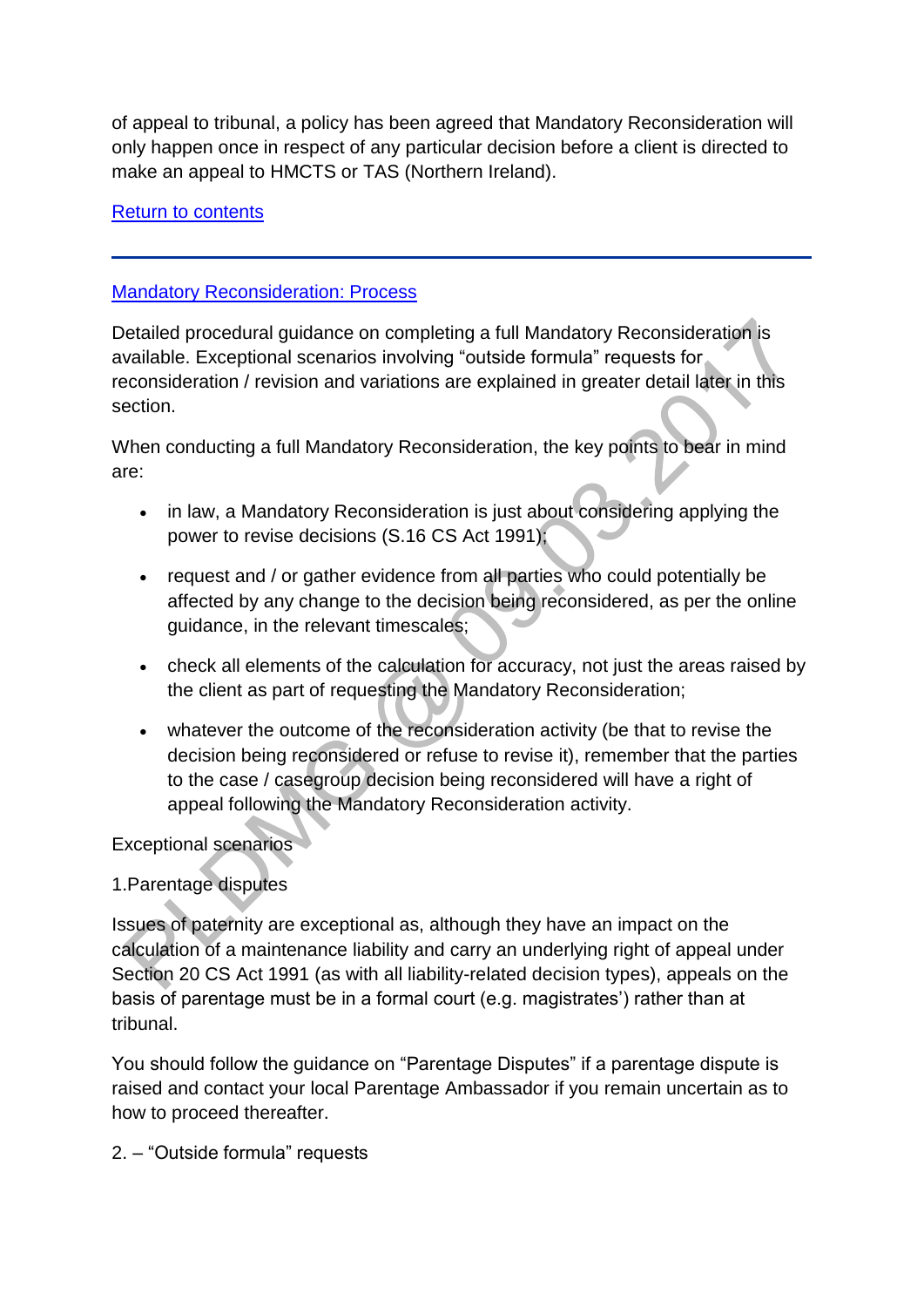of appeal to tribunal, a policy has been agreed that Mandatory Reconsideration will only happen once in respect of any particular decision before a client is directed to make an appeal to HMCTS or TAS (Northern Ireland).

Return to contents

---

## Mandatory Reconsideration: Process

Detailed procedural guidance on completing a full Mandatory Reconsideration is available. Exceptional scenarios involving "outside formula" requests for reconsideration / revision and variations are explained in greater detail later in this section.

When conducting a full Mandatory Reconsideration, the key points to bear in mind are:

- in law, a Mandatory Reconsideration is just about considering applying the power to revise decisions (S.16 CS Act 1991);
- request and / or gather evidence from all parties who could potentially be affected by any change to the decision being reconsidered, as per the online guidance, in the relevant timescales;
- check all elements of the calculation for accuracy, not just the areas raised by the client as part of requesting the Mandatory Reconsideration;
- whatever the outcome of the reconsideration activity (be that to revise the decision being reconsidered or refuse to revise it), remember that the parties to the case / casegroup decision being reconsidered will have a right of appeal following the Mandatory Reconsideration activity.

Exceptional scenarios

1.Parentage disputes

Issues of paternity are exceptional as, although they have an impact on the calculation of a maintenance liability and carry an underlying right of appeal under Section 20 CS Act 1991 (as with all liability-related decision types), appeals on the basis of parentage must be in a formal court (e.g. magistrates') rather than at tribunal.

You should follow the guidance on "Parentage Disputes" if a parentage dispute is raised and contact your local Parentage Ambassador if you remain uncertain as to how to proceed thereafter.

2. – "Outside formula" requests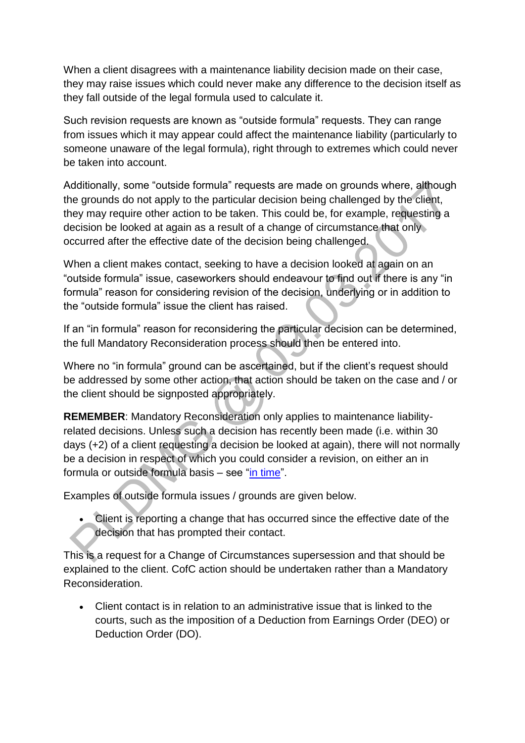When a client disagrees with a maintenance liability decision made on their case, they may raise issues which could never make any difference to the decision itself as they fall outside of the legal formula used to calculate it.

Such revision requests are known as "outside formula" requests. They can range from issues which it may appear could affect the maintenance liability (particularly to someone unaware of the legal formula), right through to extremes which could never be taken into account.

Additionally, some "outside formula" requests are made on grounds where, although the grounds do not apply to the particular decision being challenged by the client, they may require other action to be taken. This could be, for example, requesting a decision be looked at again as a result of a change of circumstance that only occurred after the effective date of the decision being challenged.

When a client makes contact, seeking to have a decision looked at again on an "outside formula" issue, caseworkers should endeavour to find out if there is any "in formula" reason for considering revision of the decision, underlying or in addition to the "outside formula" issue the client has raised.

If an "in formula" reason for reconsidering the particular decision can be determined, the full Mandatory Reconsideration process should then be entered into.

Where no "in formula" ground can be ascertained, but if the client's request should be addressed by some other action, that action should be taken on the case and / or the client should be signposted appropriately.

**REMEMBER**: Mandatory Reconsideration only applies to maintenance liability-related decisions. Unless such a decision has recently been made (i.e. within 30 days (+2) of a client requesting a decision be looked at again), there will not normally be a decision in respect of which you could consider a revision, on either an in formula or outside formula basis – see "in time".

Examples of outside formula issues / grounds are given below.

- Client is reporting a change that has occurred since the effective date of the decision that has prompted their contact.

This is a request for a Change of Circumstances supersession and that should be explained to the client. CofC action should be undertaken rather than a Mandatory Reconsideration.

- Client contact is in relation to an administrative issue that is linked to the courts, such as the imposition of a Deduction from Earnings Order (DEO) or Deduction Order (DO).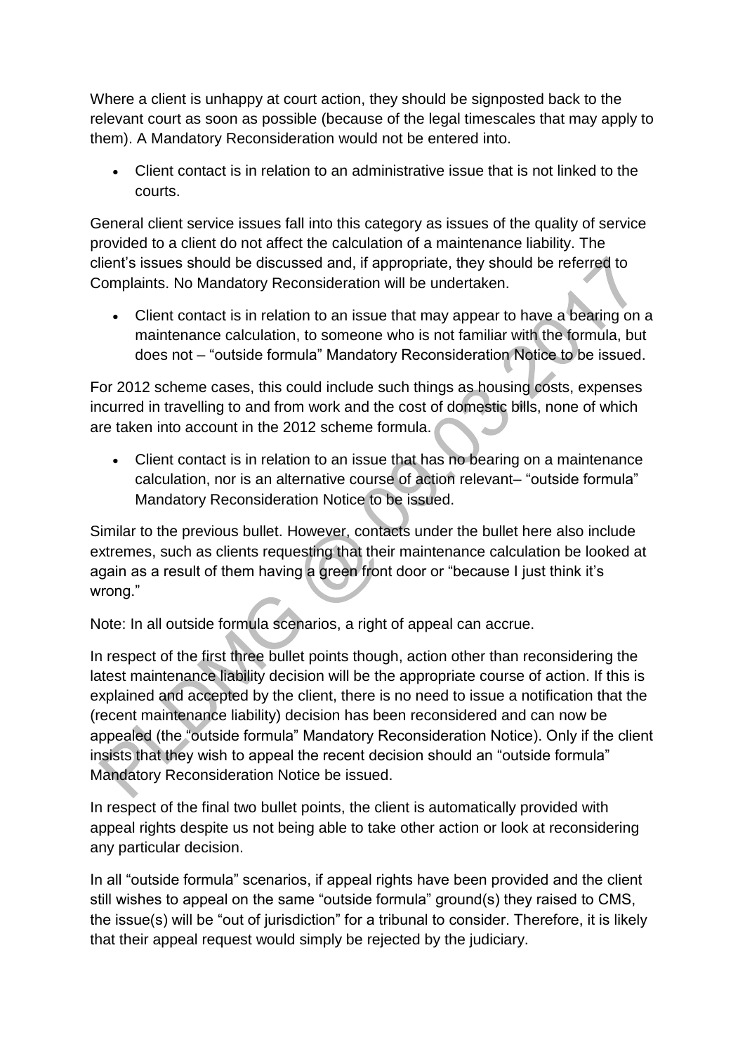Where a client is unhappy at court action, they should be signposted back to the relevant court as soon as possible (because of the legal timescales that may apply to them). A Mandatory Reconsideration would not be entered into.

- Client contact is in relation to an administrative issue that is not linked to the courts.

General client service issues fall into this category as issues of the quality of service provided to a client do not affect the calculation of a maintenance liability. The client's issues should be discussed and, if appropriate, they should be referred to Complaints. No Mandatory Reconsideration will be undertaken.

- Client contact is in relation to an issue that may appear to have a bearing on a maintenance calculation, to someone who is not familiar with the formula, but does not – "outside formula" Mandatory Reconsideration Notice to be issued.

For 2012 scheme cases, this could include such things as housing costs, expenses incurred in travelling to and from work and the cost of domestic bills, none of which are taken into account in the 2012 scheme formula.

- Client contact is in relation to an issue that has no bearing on a maintenance calculation, nor is an alternative course of action relevant– "outside formula" Mandatory Reconsideration Notice to be issued.

Similar to the previous bullet. However, contacts under the bullet here also include extremes, such as clients requesting that their maintenance calculation be looked at again as a result of them having a green front door or "because I just think it's wrong."

Note: In all outside formula scenarios, a right of appeal can accrue.

In respect of the first three bullet points though, action other than reconsidering the latest maintenance liability decision will be the appropriate course of action. If this is explained and accepted by the client, there is no need to issue a notification that the (recent maintenance liability) decision has been reconsidered and can now be appealed (the "outside formula" Mandatory Reconsideration Notice). Only if the client insists that they wish to appeal the recent decision should an "outside formula" Mandatory Reconsideration Notice be issued.

In respect of the final two bullet points, the client is automatically provided with appeal rights despite us not being able to take other action or look at reconsidering any particular decision.

In all "outside formula" scenarios, if appeal rights have been provided and the client still wishes to appeal on the same "outside formula" ground(s) they raised to CMS, the issue(s) will be "out of jurisdiction" for a tribunal to consider. Therefore, it is likely that their appeal request would simply be rejected by the judiciary.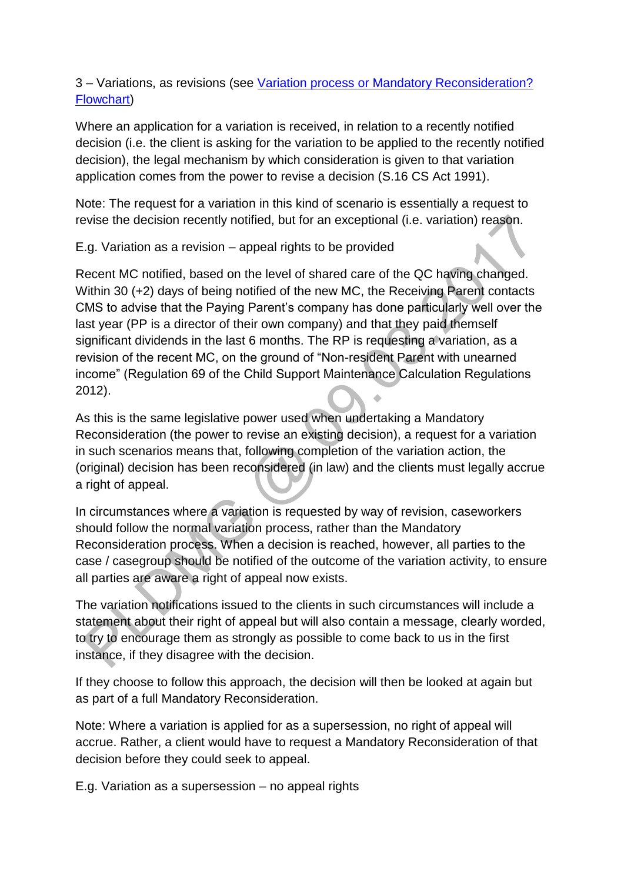3 – Variations, as revisions (see [Variation process or Mandatory Reconsideration? Flowchart]())

Where an application for a variation is received, in relation to a recently notified decision (i.e. the client is asking for the variation to be applied to the recently notified decision), the legal mechanism by which consideration is given to that variation application comes from the power to revise a decision (S.16 CS Act 1991).

Note: The request for a variation in this kind of scenario is essentially a request to revise the decision recently notified, but for an exceptional (i.e. variation) reason.

E.g. Variation as a revision – appeal rights to be provided

Recent MC notified, based on the level of shared care of the QC having changed. Within 30 (+2) days of being notified of the new MC, the Receiving Parent contacts CMS to advise that the Paying Parent's company has done particularly well over the last year (PP is a director of their own company) and that they paid themself significant dividends in the last 6 months. The RP is requesting a variation, as a revision of the recent MC, on the ground of "Non-resident Parent with unearned income" (Regulation 69 of the Child Support Maintenance Calculation Regulations 2012).

As this is the same legislative power used when undertaking a Mandatory Reconsideration (the power to revise an existing decision), a request for a variation in such scenarios means that, following completion of the variation action, the (original) decision has been reconsidered (in law) and the clients must legally accrue a right of appeal.

In circumstances where a variation is requested by way of revision, caseworkers should follow the normal variation process, rather than the Mandatory Reconsideration process. When a decision is reached, however, all parties to the case / casegroup should be notified of the outcome of the variation activity, to ensure all parties are aware a right of appeal now exists.

The variation notifications issued to the clients in such circumstances will include a statement about their right of appeal but will also contain a message, clearly worded, to try to encourage them as strongly as possible to come back to us in the first instance, if they disagree with the decision.

If they choose to follow this approach, the decision will then be looked at again but as part of a full Mandatory Reconsideration.

Note: Where a variation is applied for as a supersession, no right of appeal will accrue. Rather, a client would have to request a Mandatory Reconsideration of that decision before they could seek to appeal.

E.g. Variation as a supersession – no appeal rights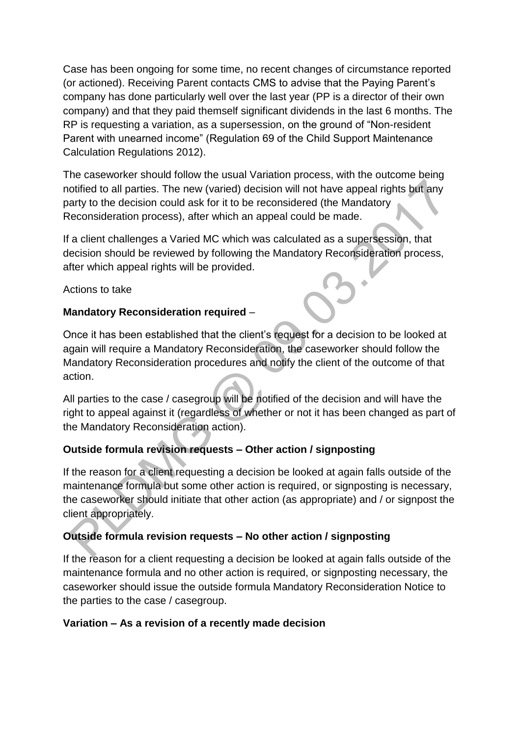Case has been ongoing for some time, no recent changes of circumstance reported (or actioned). Receiving Parent contacts CMS to advise that the Paying Parent's company has done particularly well over the last year (PP is a director of their own company) and that they paid themself significant dividends in the last 6 months. The RP is requesting a variation, as a supersession, on the ground of "Non-resident Parent with unearned income" (Regulation 69 of the Child Support Maintenance Calculation Regulations 2012).

The caseworker should follow the usual Variation process, with the outcome being notified to all parties. The new (varied) decision will not have appeal rights but any party to the decision could ask for it to be reconsidered (the Mandatory Reconsideration process), after which an appeal could be made.

If a client challenges a Varied MC which was calculated as a supersession, that decision should be reviewed by following the Mandatory Reconsideration process, after which appeal rights will be provided.

Actions to take

**Mandatory Reconsideration required** –

Once it has been established that the client's request for a decision to be looked at again will require a Mandatory Reconsideration, the caseworker should follow the Mandatory Reconsideration procedures and notify the client of the outcome of that action.

All parties to the case / casegroup will be notified of the decision and will have the right to appeal against it (regardless of whether or not it has been changed as part of the Mandatory Reconsideration action).

### Outside formula revision requests – Other action / signposting

If the reason for a client requesting a decision be looked at again falls outside of the maintenance formula but some other action is required, or signposting is necessary, the caseworker should initiate that other action (as appropriate) and / or signpost the client appropriately.

### Outside formula revision requests – No other action / signposting

If the reason for a client requesting a decision be looked at again falls outside of the maintenance formula and no other action is required, or signposting necessary, the caseworker should issue the outside formula Mandatory Reconsideration Notice to the parties to the case / casegroup.

### Variation – As a revision of a recently made decision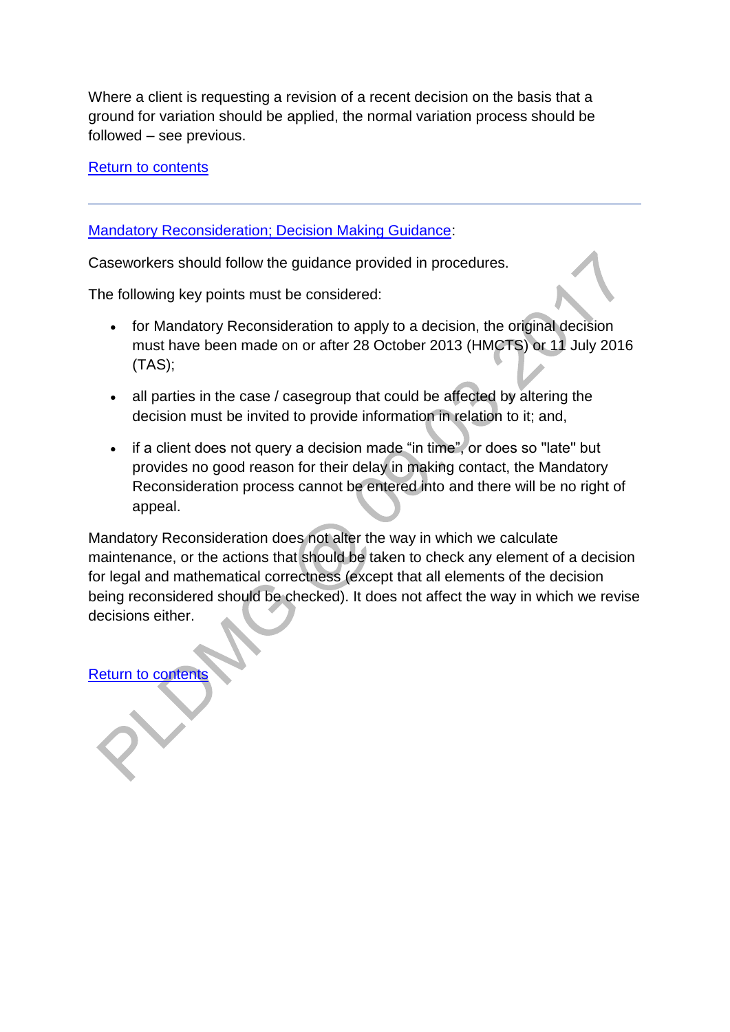Where a client is requesting a revision of a recent decision on the basis that a ground for variation should be applied, the normal variation process should be followed – see previous.

Return to contents

---

Mandatory Reconsideration; Decision Making Guidance:

Caseworkers should follow the guidance provided in procedures.

The following key points must be considered:

- for Mandatory Reconsideration to apply to a decision, the original decision must have been made on or after 28 October 2013 (HMCTS) or 11 July 2016 (TAS);
- all parties in the case / casegroup that could be affected by altering the decision must be invited to provide information in relation to it; and,
- if a client does not query a decision made "in time", or does so "late" but provides no good reason for their delay in making contact, the Mandatory Reconsideration process cannot be entered into and there will be no right of appeal.

Mandatory Reconsideration does not alter the way in which we calculate maintenance, or the actions that should be taken to check any element of a decision for legal and mathematical correctness (except that all elements of the decision being reconsidered should be checked). It does not affect the way in which we revise decisions either.

Return to contents